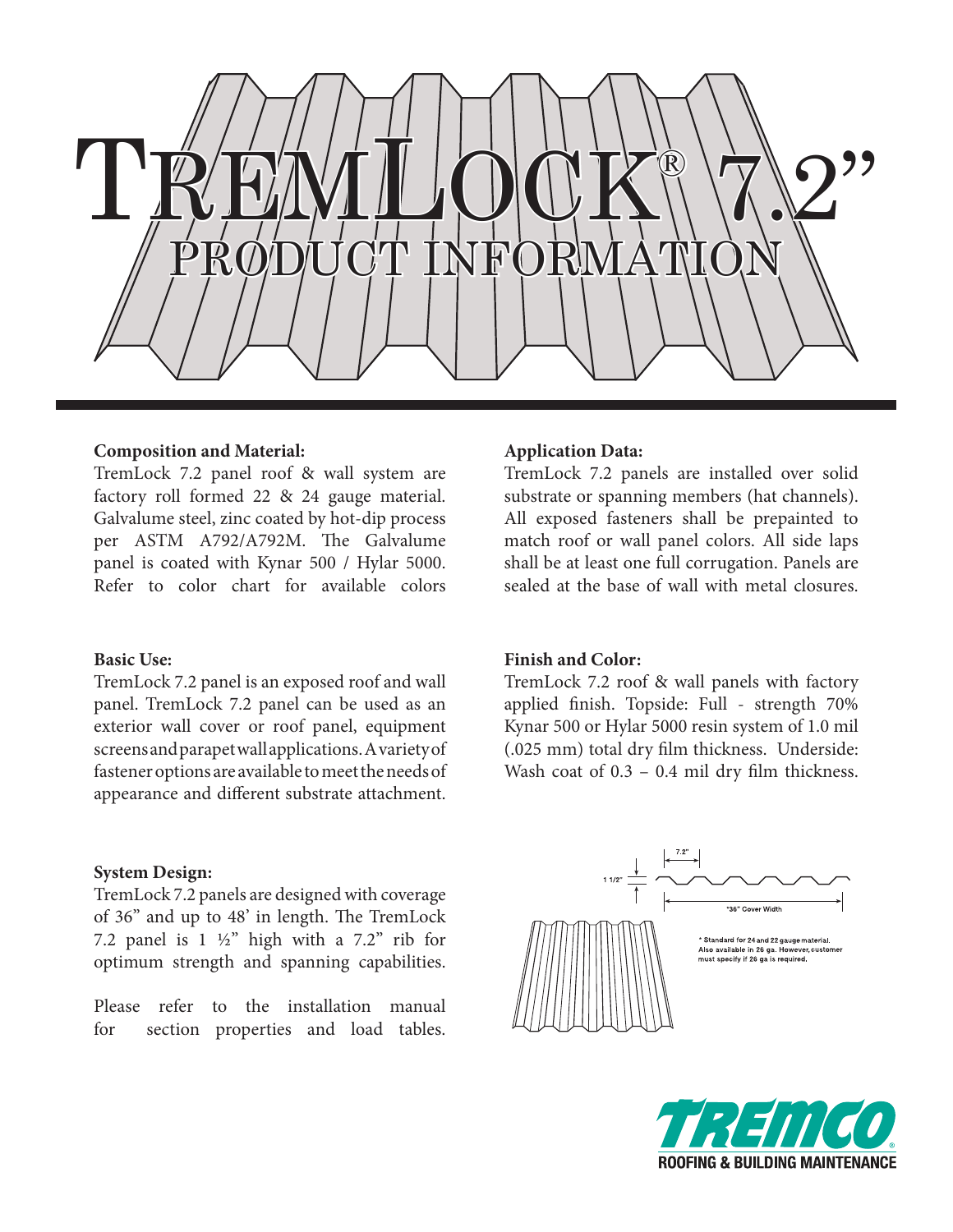# TremLock® 7.2"

## PRODUCT INFORMATION

**Composition and Material:**
TremLock 7.2 panel roof & wall system are factory roll formed 22 & 24 gauge material. Galvalume steel, zinc coated by hot-dip process per ASTM A792/A792M. The Galvalume panel is coated with Kynar 500 / Hylar 5000. Refer to color chart for available colors

**Basic Use:**
TremLock 7.2 panel is an exposed roof and wall panel. TremLock 7.2 panel can be used as an exterior wall cover or roof panel, equipment screens and parapet wall applications. A variety of fastener options are available to meet the needs of appearance and different substrate attachment.

**System Design:**
TremLock 7.2 panels are designed with coverage of 36" and up to 48' in length. The TremLock 7.2 panel is 1 ½" high with a 7.2" rib for optimum strength and spanning capabilities.

Please refer to the installation manual for section properties and load tables.

**Application Data:**
TremLock 7.2 panels are installed over solid substrate or spanning members (hat channels). All exposed fasteners shall be prepainted to match roof or wall panel colors. All side laps shall be at least one full corrugation. Panels are sealed at the base of wall with metal closures.

**Finish and Color:**
TremLock 7.2 roof & wall panels with factory applied finish. Topside: Full - strength 70% Kynar 500 or Hylar 5000 resin system of 1.0 mil (.025 mm) total dry film thickness. Underside: Wash coat of 0.3 – 0.4 mil dry film thickness.

7.2"

1 1/2"

*36" Cover Width

\* Standard for 24 and 22 gauge material. Also available in 26 ga. However, customer must specify if 26 ga is required.

TREMCO® ROOFING & BUILDING MAINTENANCE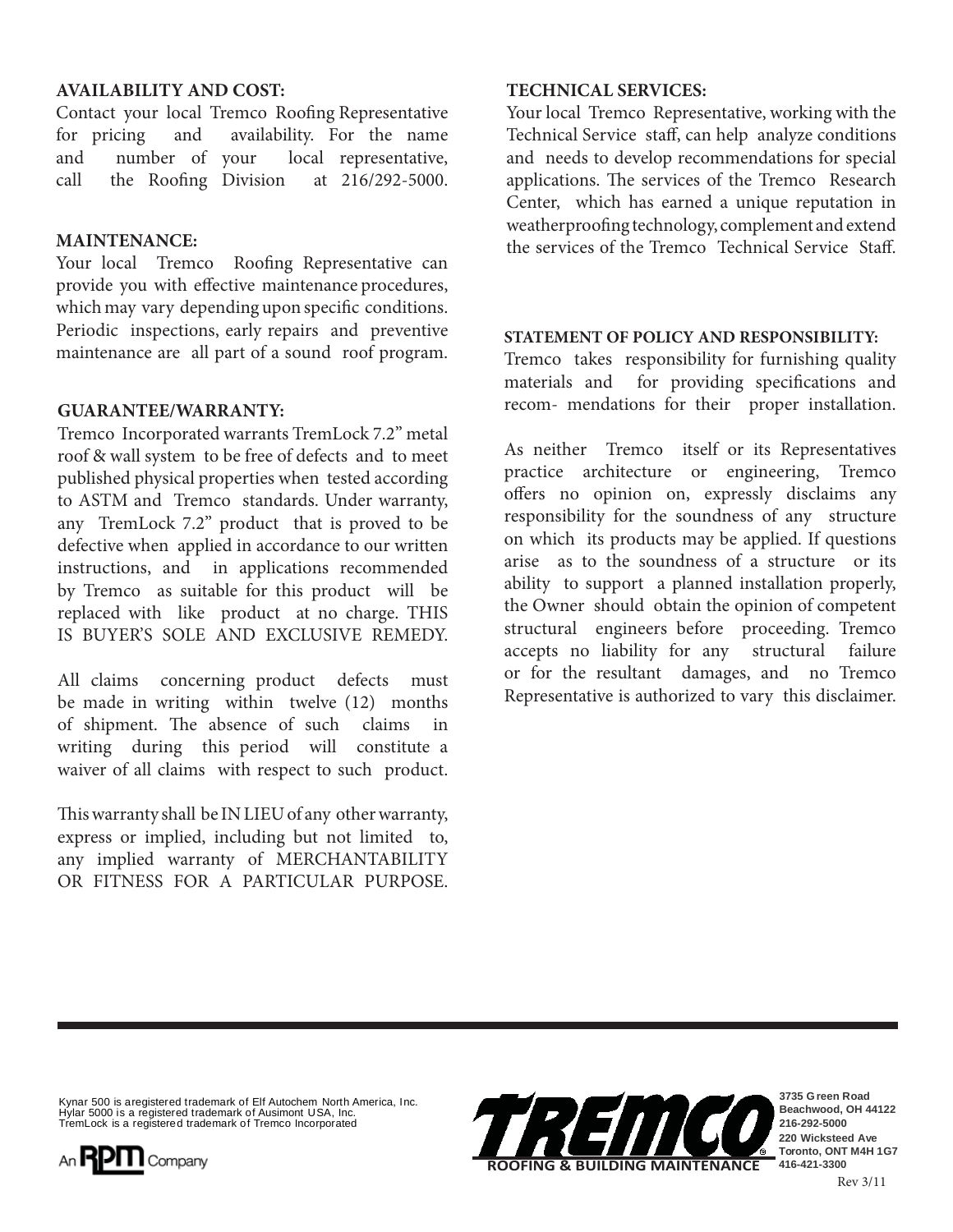**AVAILABILITY AND COST:**

Contact your local Tremco Roofing Representative for pricing and availability. For the name and number of your local representative, call the Roofing Division at 216/292-5000.

**MAINTENANCE:**

Your local Tremco Roofing Representative can provide you with effective maintenance procedures, which may vary depending upon specific conditions. Periodic inspections, early repairs and preventive maintenance are all part of a sound roof program.

**GUARANTEE/WARRANTY:**

Tremco Incorporated warrants TremLock 7.2" metal roof & wall system to be free of defects and to meet published physical properties when tested according to ASTM and Tremco standards. Under warranty, any TremLock 7.2" product that is proved to be defective when applied in accordance to our written instructions, and in applications recommended by Tremco as suitable for this product will be replaced with like product at no charge. THIS IS BUYER'S SOLE AND EXCLUSIVE REMEDY.

All claims concerning product defects must be made in writing within twelve (12) months of shipment. The absence of such claims in writing during this period will constitute a waiver of all claims with respect to such product.

This warranty shall be IN LIEU of any other warranty, express or implied, including but not limited to, any implied warranty of MERCHANTABILITY OR FITNESS FOR A PARTICULAR PURPOSE.

**TECHNICAL SERVICES:**

Your local Tremco Representative, working with the Technical Service staff, can help analyze conditions and needs to develop recommendations for special applications. The services of the Tremco Research Center, which has earned a unique reputation in weatherproofing technology, complement and extend the services of the Tremco Technical Service Staff.

**STATEMENT OF POLICY AND RESPONSIBILITY:**

Tremco takes responsibility for furnishing quality materials and for providing specifications and recom- mendations for their proper installation.

As neither Tremco itself or its Representatives practice architecture or engineering, Tremco offers no opinion on, expressly disclaims any responsibility for the soundness of any structure on which its products may be applied. If questions arise as to the soundness of a structure or its ability to support a planned installation properly, the Owner should obtain the opinion of competent structural engineers before proceeding. Tremco accepts no liability for any structural failure or for the resultant damages, and no Tremco Representative is authorized to vary this disclaimer.

---

Kynar 500 is aregistered trademark of Elf Autochem North America, Inc.
Hylar 5000 is a registered trademark of Ausimont USA, Inc.
TremLock is a registered trademark of Tremco Incorporated

An RPM Company

TREMCO®
ROOFING & BUILDING MAINTENANCE

3735 Green Road
Beachwood, OH 44122
216-292-5000
220 Wicksteed Ave
Toronto, ONT M4H 1G7
416-421-3300

Rev 3/11